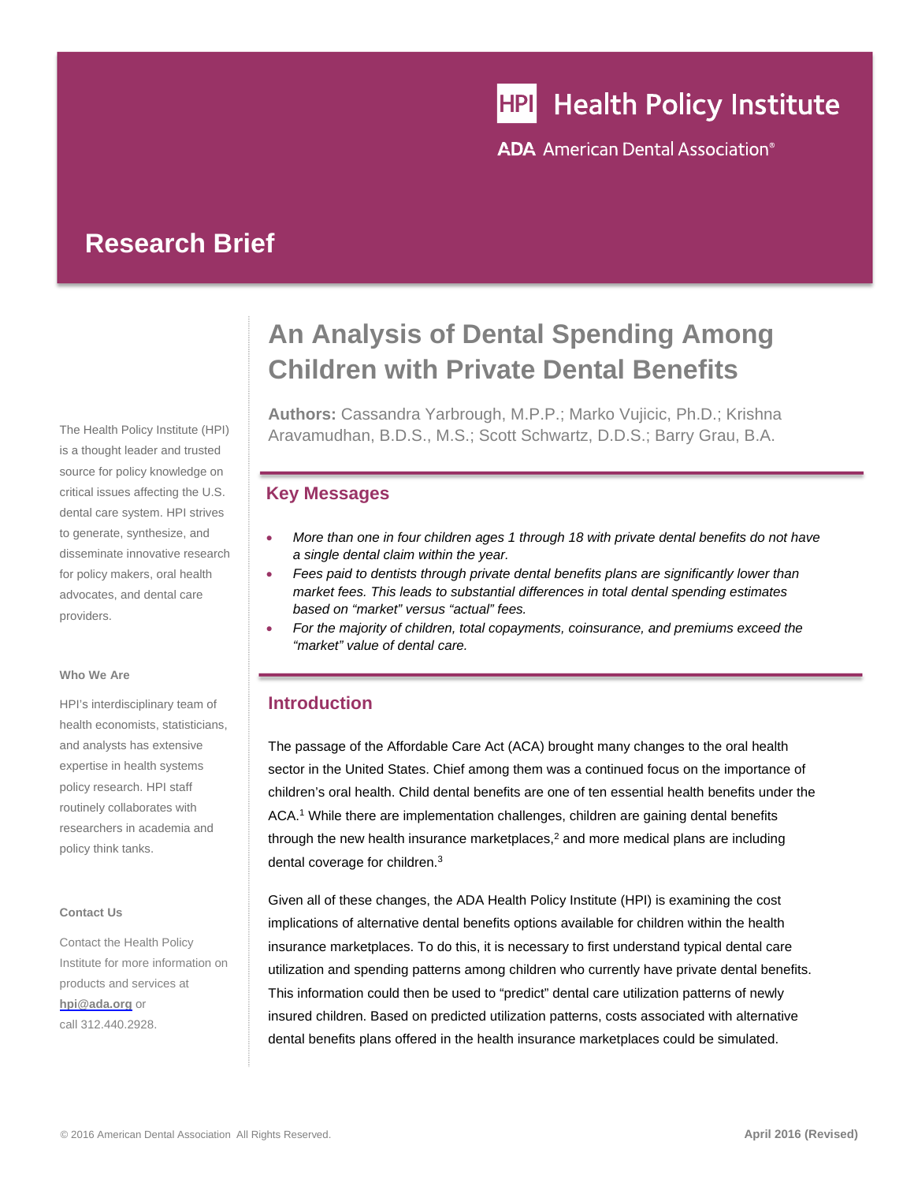Health Policy Institute

ADA American Dental Association®

**Research Brief**

# An Analysis of Dental Spending Among Children with Private Dental Benefits

**Authors:** Cassandra Yarbrough, M.P.P.; Marko Vujicic, Ph.D.; Krishna Aravamudhan, B.D.S., M.S.; Scott Schwartz, D.D.S.; Barry Grau, B.A.

The Health Policy Institute (HPI) is a thought leader and trusted source for policy knowledge on critical issues affecting the U.S. dental care system. HPI strives to generate, synthesize, and disseminate innovative research for policy makers, oral health advocates, and dental care providers.

**Who We Are**

HPI's interdisciplinary team of health economists, statisticians, and analysts has extensive expertise in health systems policy research. HPI staff routinely collaborates with researchers in academia and policy think tanks.

**Contact Us**

Contact the Health Policy Institute for more information on products and services at hpi@ada.org or call 312.440.2928.

## Key Messages

- *More than one in four children ages 1 through 18 with private dental benefits do not have a single dental claim within the year.*
- *Fees paid to dentists through private dental benefits plans are significantly lower than market fees. This leads to substantial differences in total dental spending estimates based on "market" versus "actual" fees.*
- *For the majority of children, total copayments, coinsurance, and premiums exceed the "market" value of dental care.*

## Introduction

The passage of the Affordable Care Act (ACA) brought many changes to the oral health sector in the United States. Chief among them was a continued focus on the importance of children's oral health. Child dental benefits are one of ten essential health benefits under the ACA.[1] While there are implementation challenges, children are gaining dental benefits through the new health insurance marketplaces,[2] and more medical plans are including dental coverage for children.[3]

Given all of these changes, the ADA Health Policy Institute (HPI) is examining the cost implications of alternative dental benefits options available for children within the health insurance marketplaces. To do this, it is necessary to first understand typical dental care utilization and spending patterns among children who currently have private dental benefits. This information could then be used to "predict" dental care utilization patterns of newly insured children. Based on predicted utilization patterns, costs associated with alternative dental benefits plans offered in the health insurance marketplaces could be simulated.

© 2016 American Dental Association All Rights Reserved.

April 2016 (Revised)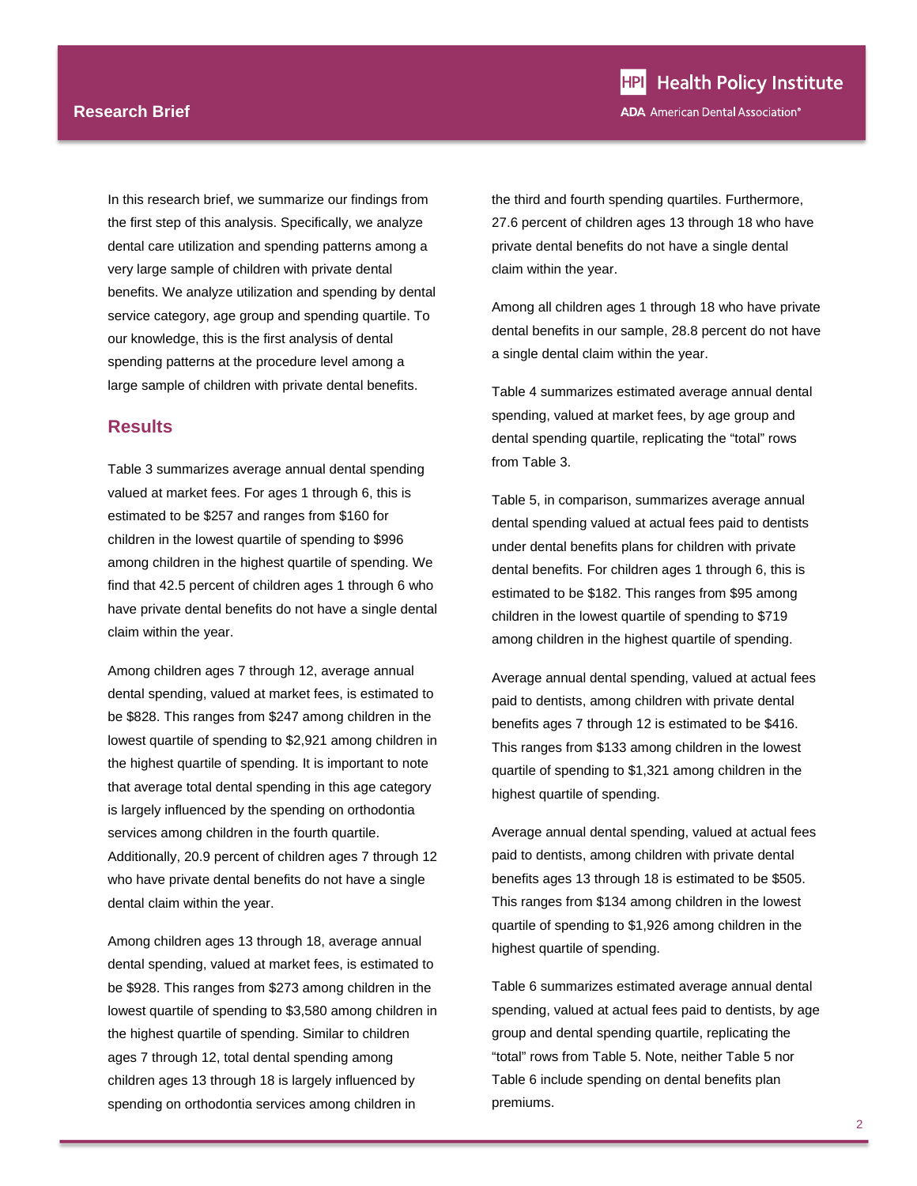In this research brief, we summarize our findings from the first step of this analysis. Specifically, we analyze dental care utilization and spending patterns among a very large sample of children with private dental benefits. We analyze utilization and spending by dental service category, age group and spending quartile. To our knowledge, this is the first analysis of dental spending patterns at the procedure level among a large sample of children with private dental benefits.

## Results

Table 3 summarizes average annual dental spending valued at market fees. For ages 1 through 6, this is estimated to be $257 and ranges from $160 for children in the lowest quartile of spending to $996 among children in the highest quartile of spending. We find that 42.5 percent of children ages 1 through 6 who have private dental benefits do not have a single dental claim within the year.

Among children ages 7 through 12, average annual dental spending, valued at market fees, is estimated to be $828. This ranges from $247 among children in the lowest quartile of spending to $2,921 among children in the highest quartile of spending. It is important to note that average total dental spending in this age category is largely influenced by the spending on orthodontia services among children in the fourth quartile. Additionally, 20.9 percent of children ages 7 through 12 who have private dental benefits do not have a single dental claim within the year.

Among children ages 13 through 18, average annual dental spending, valued at market fees, is estimated to be $928. This ranges from $273 among children in the lowest quartile of spending to $3,580 among children in the highest quartile of spending. Similar to children ages 7 through 12, total dental spending among children ages 13 through 18 is largely influenced by spending on orthodontia services among children in the third and fourth spending quartiles. Furthermore, 27.6 percent of children ages 13 through 18 who have private dental benefits do not have a single dental claim within the year.

Among all children ages 1 through 18 who have private dental benefits in our sample, 28.8 percent do not have a single dental claim within the year.

Table 4 summarizes estimated average annual dental spending, valued at market fees, by age group and dental spending quartile, replicating the "total" rows from Table 3.

Table 5, in comparison, summarizes average annual dental spending valued at actual fees paid to dentists under dental benefits plans for children with private dental benefits. For children ages 1 through 6, this is estimated to be $182. This ranges from $95 among children in the lowest quartile of spending to $719 among children in the highest quartile of spending.

Average annual dental spending, valued at actual fees paid to dentists, among children with private dental benefits ages 7 through 12 is estimated to be $416. This ranges from $133 among children in the lowest quartile of spending to $1,321 among children in the highest quartile of spending.

Average annual dental spending, valued at actual fees paid to dentists, among children with private dental benefits ages 13 through 18 is estimated to be $505. This ranges from $134 among children in the lowest quartile of spending to $1,926 among children in the highest quartile of spending.

Table 6 summarizes estimated average annual dental spending, valued at actual fees paid to dentists, by age group and dental spending quartile, replicating the "total" rows from Table 5. Note, neither Table 5 nor Table 6 include spending on dental benefits plan premiums.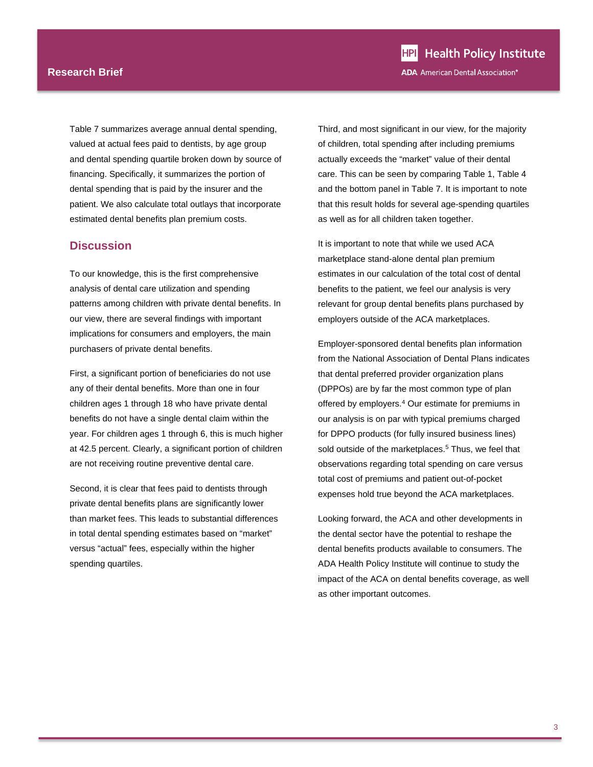Table 7 summarizes average annual dental spending, valued at actual fees paid to dentists, by age group and dental spending quartile broken down by source of financing. Specifically, it summarizes the portion of dental spending that is paid by the insurer and the patient. We also calculate total outlays that incorporate estimated dental benefits plan premium costs.

## Discussion

To our knowledge, this is the first comprehensive analysis of dental care utilization and spending patterns among children with private dental benefits. In our view, there are several findings with important implications for consumers and employers, the main purchasers of private dental benefits.

First, a significant portion of beneficiaries do not use any of their dental benefits. More than one in four children ages 1 through 18 who have private dental benefits do not have a single dental claim within the year. For children ages 1 through 6, this is much higher at 42.5 percent. Clearly, a significant portion of children are not receiving routine preventive dental care.

Second, it is clear that fees paid to dentists through private dental benefits plans are significantly lower than market fees. This leads to substantial differences in total dental spending estimates based on "market" versus "actual" fees, especially within the higher spending quartiles.

Third, and most significant in our view, for the majority of children, total spending after including premiums actually exceeds the "market" value of their dental care. This can be seen by comparing Table 1, Table 4 and the bottom panel in Table 7. It is important to note that this result holds for several age-spending quartiles as well as for all children taken together.

It is important to note that while we used ACA marketplace stand-alone dental plan premium estimates in our calculation of the total cost of dental benefits to the patient, we feel our analysis is very relevant for group dental benefits plans purchased by employers outside of the ACA marketplaces.

Employer-sponsored dental benefits plan information from the National Association of Dental Plans indicates that dental preferred provider organization plans (DPPOs) are by far the most common type of plan offered by employers.[4] Our estimate for premiums in our analysis is on par with typical premiums charged for DPPO products (for fully insured business lines) sold outside of the marketplaces.[5] Thus, we feel that observations regarding total spending on care versus total cost of premiums and patient out-of-pocket expenses hold true beyond the ACA marketplaces.

Looking forward, the ACA and other developments in the dental sector have the potential to reshape the dental benefits products available to consumers. The ADA Health Policy Institute will continue to study the impact of the ACA on dental benefits coverage, as well as other important outcomes.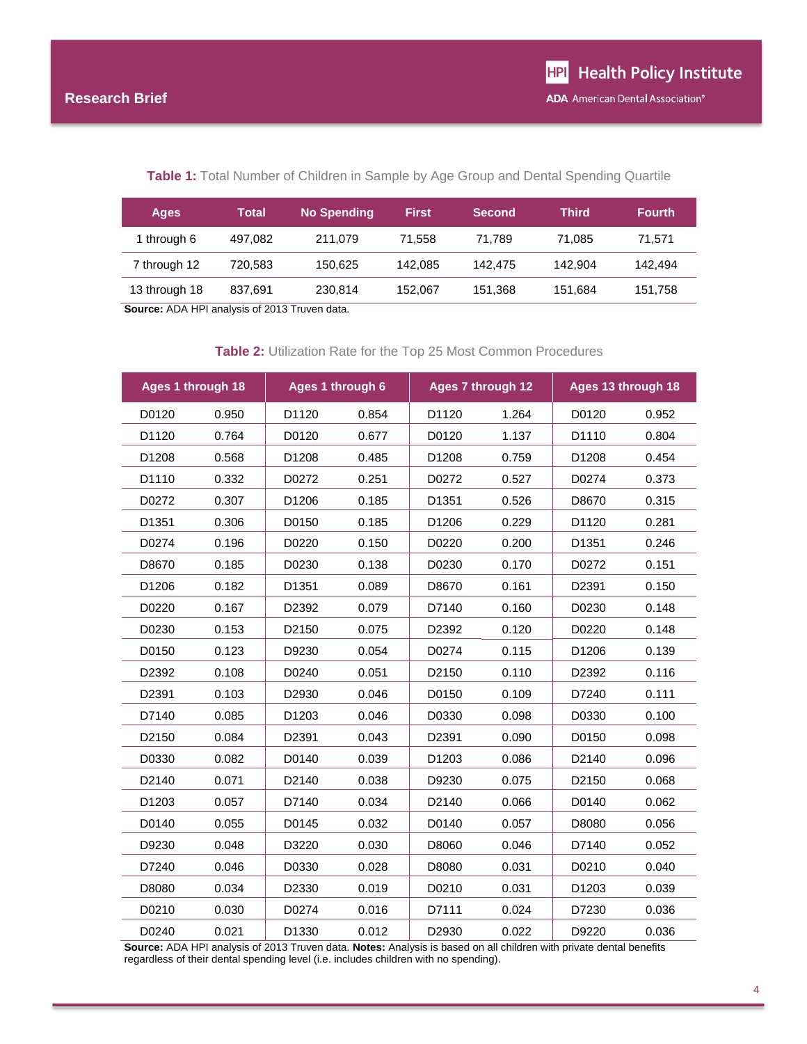**Table 1:** Total Number of Children in Sample by Age Group and Dental Spending Quartile

| Ages | Total | No Spending | First | Second | Third | Fourth |
|---|---|---|---|---|---|---|
| 1 through 6 | 497,082 | 211,079 | 71,558 | 71,789 | 71,085 | 71,571 |
| 7 through 12 | 720,583 | 150,625 | 142,085 | 142,475 | 142,904 | 142,494 |
| 13 through 18 | 837,691 | 230,814 | 152,067 | 151,368 | 151,684 | 151,758 |

**Source:** ADA HPI analysis of 2013 Truven data.

**Table 2:** Utilization Rate for the Top 25 Most Common Procedures

| Ages 1 through 18 | | Ages 1 through 6 | | Ages 7 through 12 | | Ages 13 through 18 | |
|---|---|---|---|---|---|---|---|
| D0120 | 0.950 | D1120 | 0.854 | D1120 | 1.264 | D0120 | 0.952 |
| D1120 | 0.764 | D0120 | 0.677 | D0120 | 1.137 | D1110 | 0.804 |
| D1208 | 0.568 | D1208 | 0.485 | D1208 | 0.759 | D1208 | 0.454 |
| D1110 | 0.332 | D0272 | 0.251 | D0272 | 0.527 | D0274 | 0.373 |
| D0272 | 0.307 | D1206 | 0.185 | D1351 | 0.526 | D8670 | 0.315 |
| D1351 | 0.306 | D0150 | 0.185 | D1206 | 0.229 | D1120 | 0.281 |
| D0274 | 0.196 | D0220 | 0.150 | D0220 | 0.200 | D1351 | 0.246 |
| D8670 | 0.185 | D0230 | 0.138 | D0230 | 0.170 | D0272 | 0.151 |
| D1206 | 0.182 | D1351 | 0.089 | D8670 | 0.161 | D2391 | 0.150 |
| D0220 | 0.167 | D2392 | 0.079 | D7140 | 0.160 | D0230 | 0.148 |
| D0230 | 0.153 | D2150 | 0.075 | D2392 | 0.120 | D0220 | 0.148 |
| D0150 | 0.123 | D9230 | 0.054 | D0274 | 0.115 | D1206 | 0.139 |
| D2392 | 0.108 | D0240 | 0.051 | D2150 | 0.110 | D2392 | 0.116 |
| D2391 | 0.103 | D2930 | 0.046 | D0150 | 0.109 | D7240 | 0.111 |
| D7140 | 0.085 | D1203 | 0.046 | D0330 | 0.098 | D0330 | 0.100 |
| D2150 | 0.084 | D2391 | 0.043 | D2391 | 0.090 | D0150 | 0.098 |
| D0330 | 0.082 | D0140 | 0.039 | D1203 | 0.086 | D2140 | 0.096 |
| D2140 | 0.071 | D2140 | 0.038 | D9230 | 0.075 | D2150 | 0.068 |
| D1203 | 0.057 | D7140 | 0.034 | D2140 | 0.066 | D0140 | 0.062 |
| D0140 | 0.055 | D0145 | 0.032 | D0140 | 0.057 | D8080 | 0.056 |
| D9230 | 0.048 | D3220 | 0.030 | D8060 | 0.046 | D7140 | 0.052 |
| D7240 | 0.046 | D0330 | 0.028 | D8080 | 0.031 | D0210 | 0.040 |
| D8080 | 0.034 | D2330 | 0.019 | D0210 | 0.031 | D1203 | 0.039 |
| D0210 | 0.030 | D0274 | 0.016 | D7111 | 0.024 | D7230 | 0.036 |
| D0240 | 0.021 | D1330 | 0.012 | D2930 | 0.022 | D9220 | 0.036 |

**Source:** ADA HPI analysis of 2013 Truven data. **Notes:** Analysis is based on all children with private dental benefits regardless of their dental spending level (i.e. includes children with no spending).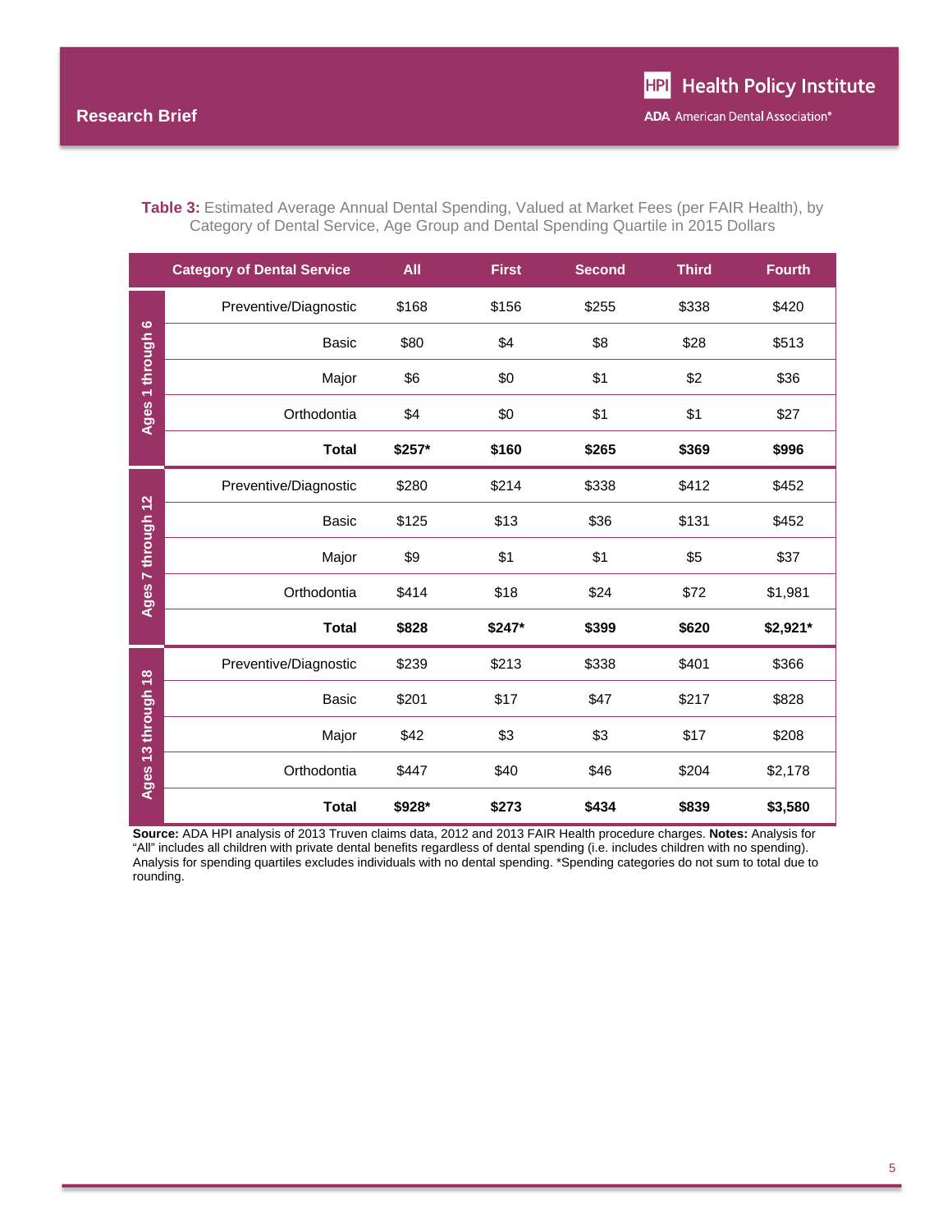**Table 3:** Estimated Average Annual Dental Spending, Valued at Market Fees (per FAIR Health), by Category of Dental Service, Age Group and Dental Spending Quartile in 2015 Dollars

| | Category of Dental Service | All | First | Second | Third | Fourth |
|---|---|---|---|---|---|---|
| Ages 1 through 6 | Preventive/Diagnostic | $168 | $156 | $255 | $338 | $420 |
| | Basic | $80 | $4 | $8 | $28 | $513 |
| | Major | $6 | $0 | $1 | $2 | $36 |
| | Orthodontia | $4 | $0 | $1 | $1 | $27 |
| | **Total** | **$257*** | **$160** | **$265** | **$369** | **$996** |
| Ages 7 through 12 | Preventive/Diagnostic | $280 | $214 | $338 | $412 | $452 |
| | Basic | $125 | $13 | $36 | $131 | $452 |
| | Major | $9 | $1 | $1 | $5 | $37 |
| | Orthodontia | $414 | $18 | $24 | $72 | $1,981 |
| | **Total** | **$828** | **$247*** | **$399** | **$620** | **$2,921*** |
| Ages 13 through 18 | Preventive/Diagnostic | $239 | $213 | $338 | $401 | $366 |
| | Basic | $201 | $17 | $47 | $217 | $828 |
| | Major | $42 | $3 | $3 | $17 | $208 |
| | Orthodontia | $447 | $40 | $46 | $204 | $2,178 |
| | **Total** | **$928*** | **$273** | **$434** | **$839** | **$3,580** |

**Source:** ADA HPI analysis of 2013 Truven claims data, 2012 and 2013 FAIR Health procedure charges. **Notes:** Analysis for "All" includes all children with private dental benefits regardless of dental spending (i.e. includes children with no spending). Analysis for spending quartiles excludes individuals with no dental spending. *Spending categories do not sum to total due to rounding.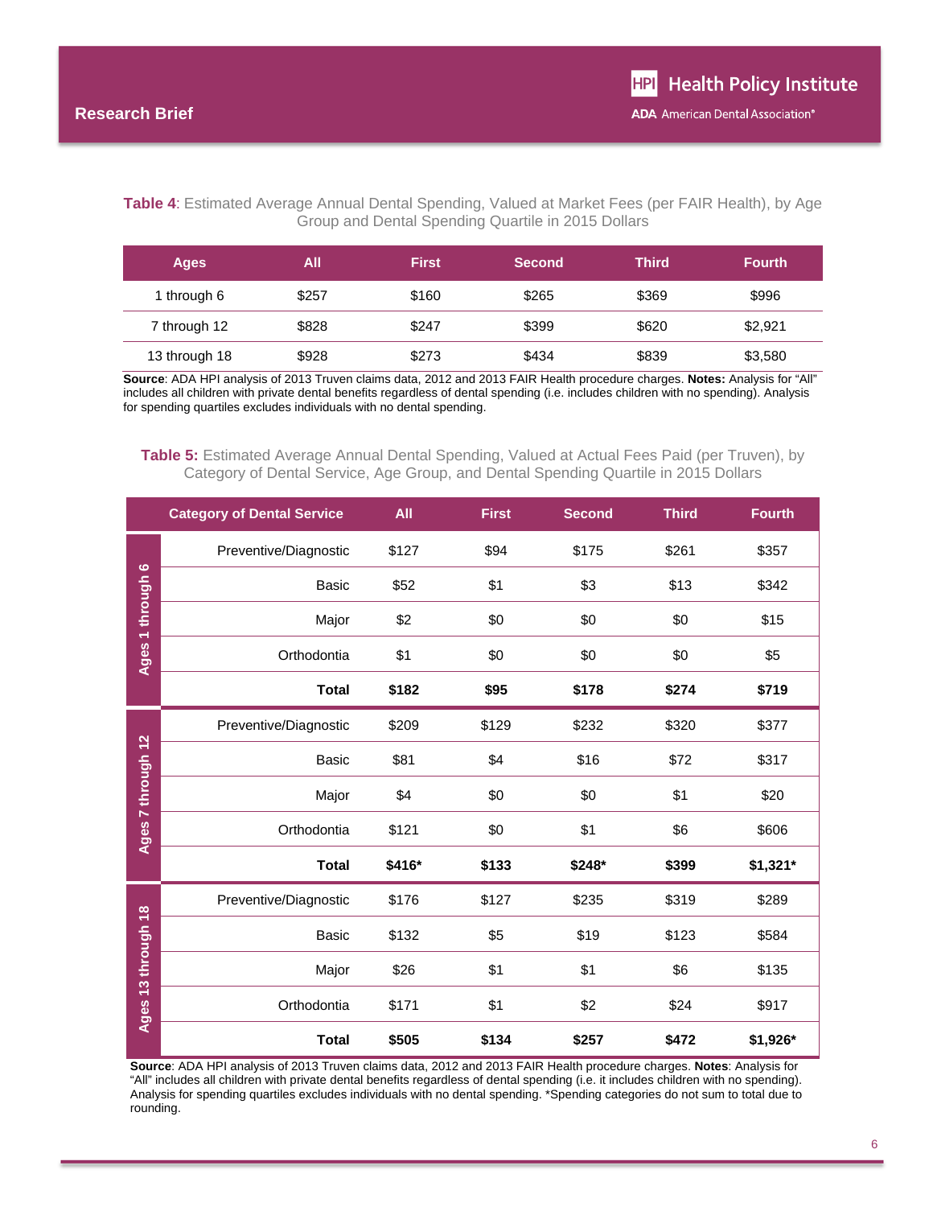**Table 4**: Estimated Average Annual Dental Spending, Valued at Market Fees (per FAIR Health), by Age Group and Dental Spending Quartile in 2015 Dollars

| Ages | All | First | Second | Third | Fourth |
|---|---|---|---|---|---|
| 1 through 6 | $257 | $160 | $265 | $369 | $996 |
| 7 through 12 | $828 | $247 | $399 | $620 | $2,921 |
| 13 through 18 | $928 | $273 | $434 | $839 | $3,580 |

**Source**: ADA HPI analysis of 2013 Truven claims data, 2012 and 2013 FAIR Health procedure charges. **Notes:** Analysis for "All" includes all children with private dental benefits regardless of dental spending (i.e. includes children with no spending). Analysis for spending quartiles excludes individuals with no dental spending.

**Table 5:** Estimated Average Annual Dental Spending, Valued at Actual Fees Paid (per Truven), by Category of Dental Service, Age Group, and Dental Spending Quartile in 2015 Dollars

| | Category of Dental Service | All | First | Second | Third | Fourth |
|---|---|---|---|---|---|---|
| Ages 1 through 6 | Preventive/Diagnostic | $127 | $94 | $175 | $261 | $357 |
| | Basic | $52 | $1 | $3 | $13 | $342 |
| | Major | $2 | $0 | $0 | $0 | $15 |
| | Orthodontia | $1 | $0 | $0 | $0 | $5 |
| | **Total** | **$182** | **$95** | **$178** | **$274** | **$719** |
| Ages 7 through 12 | Preventive/Diagnostic | $209 | $129 | $232 | $320 | $377 |
| | Basic | $81 | $4 | $16 | $72 | $317 |
| | Major | $4 | $0 | $0 | $1 | $20 |
| | Orthodontia | $121 | $0 | $1 | $6 | $606 |
| | **Total** | **$416*** | **$133** | **$248*** | **$399** | **$1,321*** |
| Ages 13 through 18 | Preventive/Diagnostic | $176 | $127 | $235 | $319 | $289 |
| | Basic | $132 | $5 | $19 | $123 | $584 |
| | Major | $26 | $1 | $1 | $6 | $135 |
| | Orthodontia | $171 | $1 | $2 | $24 | $917 |
| | **Total** | **$505** | **$134** | **$257** | **$472** | **$1,926*** |

**Source**: ADA HPI analysis of 2013 Truven claims data, 2012 and 2013 FAIR Health procedure charges. **Notes**: Analysis for "All" includes all children with private dental benefits regardless of dental spending (i.e. it includes children with no spending). Analysis for spending quartiles excludes individuals with no dental spending. *Spending categories do not sum to total due to rounding.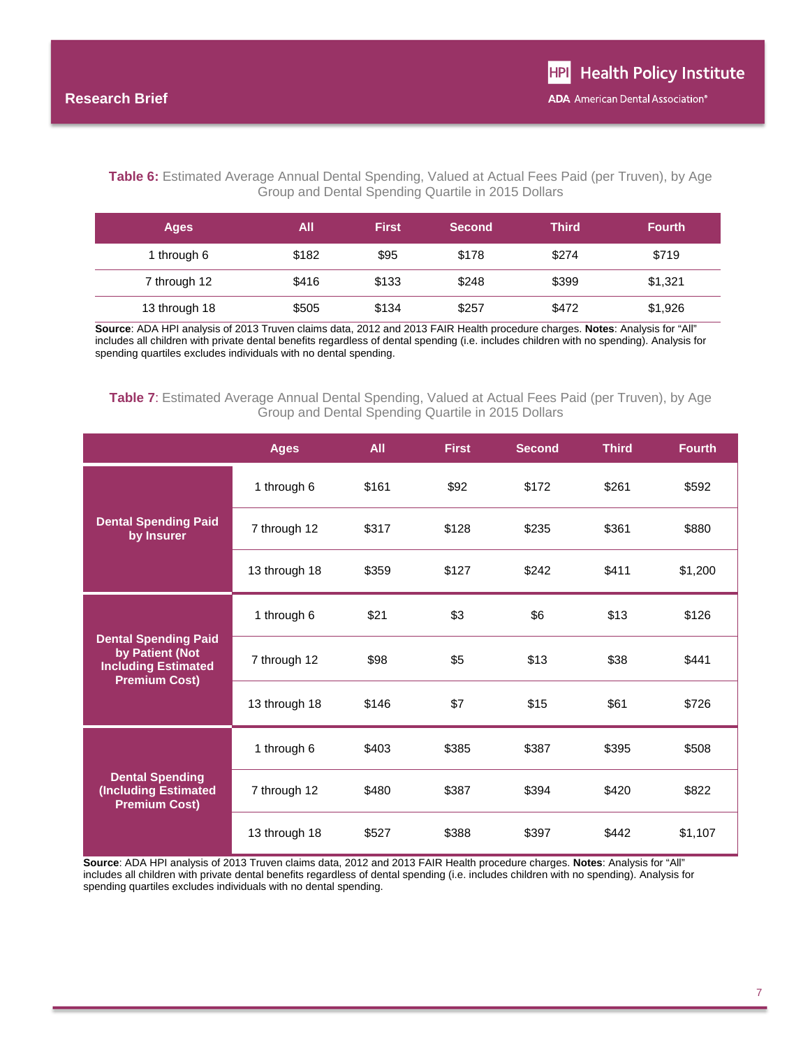**Table 6:** Estimated Average Annual Dental Spending, Valued at Actual Fees Paid (per Truven), by Age Group and Dental Spending Quartile in 2015 Dollars

| Ages | All | First | Second | Third | Fourth |
|---|---|---|---|---|---|
| 1 through 6 | $182 | $95 | $178 | $274 | $719 |
| 7 through 12 | $416 | $133 | $248 | $399 | $1,321 |
| 13 through 18 | $505 | $134 | $257 | $472 | $1,926 |

**Source**: ADA HPI analysis of 2013 Truven claims data, 2012 and 2013 FAIR Health procedure charges. **Notes**: Analysis for "All" includes all children with private dental benefits regardless of dental spending (i.e. includes children with no spending). Analysis for spending quartiles excludes individuals with no dental spending.

**Table 7**: Estimated Average Annual Dental Spending, Valued at Actual Fees Paid (per Truven), by Age Group and Dental Spending Quartile in 2015 Dollars

| | Ages | All | First | Second | Third | Fourth |
|---|---|---|---|---|---|---|
| **Dental Spending Paid by Insurer** | 1 through 6 | $161 | $92 | $172 | $261 | $592 |
| | 7 through 12 | $317 | $128 | $235 | $361 | $880 |
| | 13 through 18 | $359 | $127 | $242 | $411 | $1,200 |
| **Dental Spending Paid by Patient (Not Including Estimated Premium Cost)** | 1 through 6 | $21 | $3 | $6 | $13 | $126 |
| | 7 through 12 | $98 | $5 | $13 | $38 | $441 |
| | 13 through 18 | $146 | $7 | $15 | $61 | $726 |
| **Dental Spending (Including Estimated Premium Cost)** | 1 through 6 | $403 | $385 | $387 | $395 | $508 |
| | 7 through 12 | $480 | $387 | $394 | $420 | $822 |
| | 13 through 18 | $527 | $388 | $397 | $442 | $1,107 |

**Source**: ADA HPI analysis of 2013 Truven claims data, 2012 and 2013 FAIR Health procedure charges. **Notes**: Analysis for "All" includes all children with private dental benefits regardless of dental spending (i.e. includes children with no spending). Analysis for spending quartiles excludes individuals with no dental spending.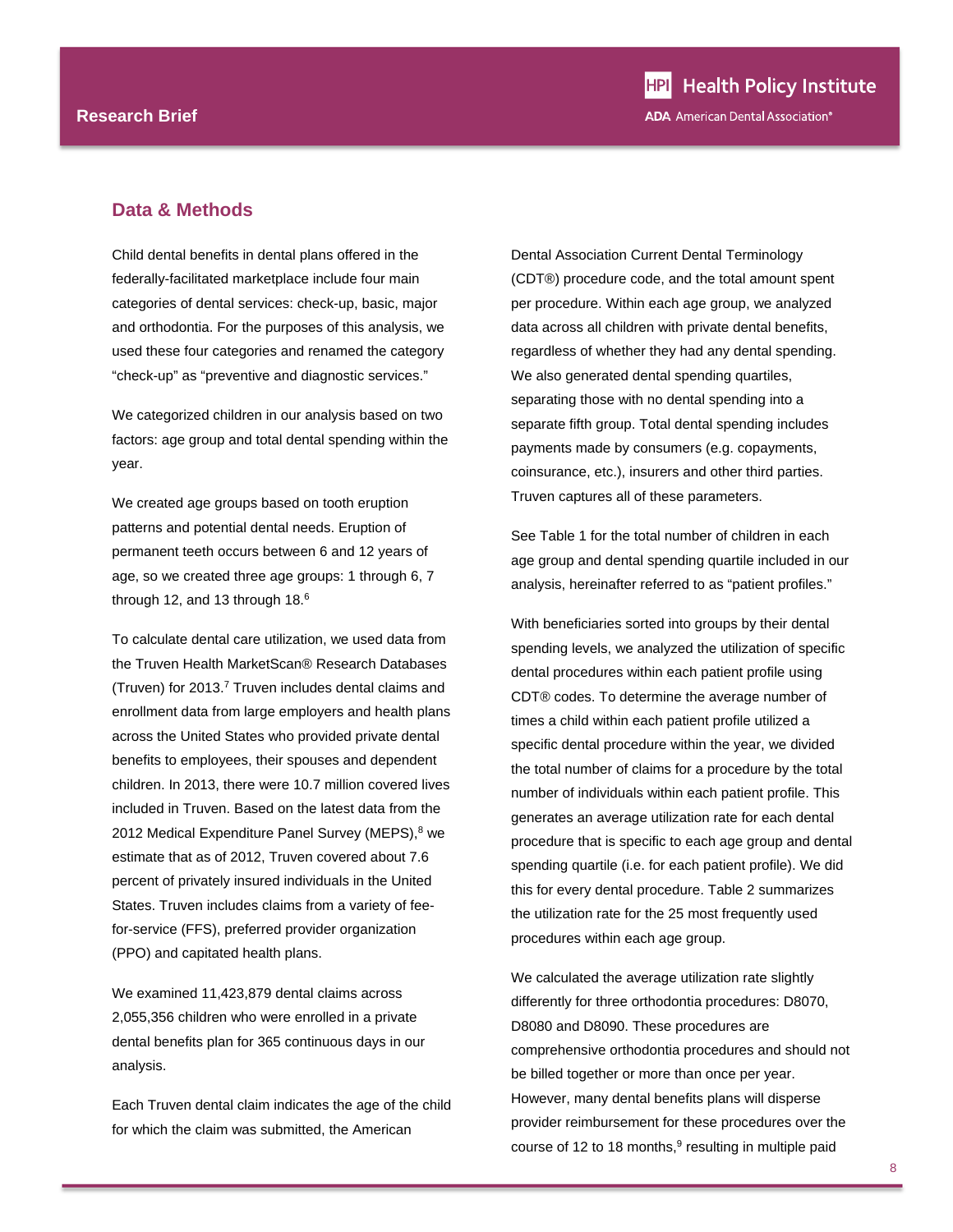## Data & Methods

Child dental benefits in dental plans offered in the federally-facilitated marketplace include four main categories of dental services: check-up, basic, major and orthodontia. For the purposes of this analysis, we used these four categories and renamed the category "check-up" as "preventive and diagnostic services."

We categorized children in our analysis based on two factors: age group and total dental spending within the year.

We created age groups based on tooth eruption patterns and potential dental needs. Eruption of permanent teeth occurs between 6 and 12 years of age, so we created three age groups: 1 through 6, 7 through 12, and 13 through 18.[6]

To calculate dental care utilization, we used data from the Truven Health MarketScan® Research Databases (Truven) for 2013.[7] Truven includes dental claims and enrollment data from large employers and health plans across the United States who provided private dental benefits to employees, their spouses and dependent children. In 2013, there were 10.7 million covered lives included in Truven. Based on the latest data from the 2012 Medical Expenditure Panel Survey (MEPS),[8] we estimate that as of 2012, Truven covered about 7.6 percent of privately insured individuals in the United States. Truven includes claims from a variety of fee-for-service (FFS), preferred provider organization (PPO) and capitated health plans.

We examined 11,423,879 dental claims across 2,055,356 children who were enrolled in a private dental benefits plan for 365 continuous days in our analysis.

Each Truven dental claim indicates the age of the child for which the claim was submitted, the American Dental Association Current Dental Terminology (CDT®) procedure code, and the total amount spent per procedure. Within each age group, we analyzed data across all children with private dental benefits, regardless of whether they had any dental spending. We also generated dental spending quartiles, separating those with no dental spending into a separate fifth group. Total dental spending includes payments made by consumers (e.g. copayments, coinsurance, etc.), insurers and other third parties. Truven captures all of these parameters.

See Table 1 for the total number of children in each age group and dental spending quartile included in our analysis, hereinafter referred to as "patient profiles."

With beneficiaries sorted into groups by their dental spending levels, we analyzed the utilization of specific dental procedures within each patient profile using CDT® codes. To determine the average number of times a child within each patient profile utilized a specific dental procedure within the year, we divided the total number of claims for a procedure by the total number of individuals within each patient profile. This generates an average utilization rate for each dental procedure that is specific to each age group and dental spending quartile (i.e. for each patient profile). We did this for every dental procedure. Table 2 summarizes the utilization rate for the 25 most frequently used procedures within each age group.

We calculated the average utilization rate slightly differently for three orthodontia procedures: D8070, D8080 and D8090. These procedures are comprehensive orthodontia procedures and should not be billed together or more than once per year. However, many dental benefits plans will disperse provider reimbursement for these procedures over the course of 12 to 18 months,[9] resulting in multiple paid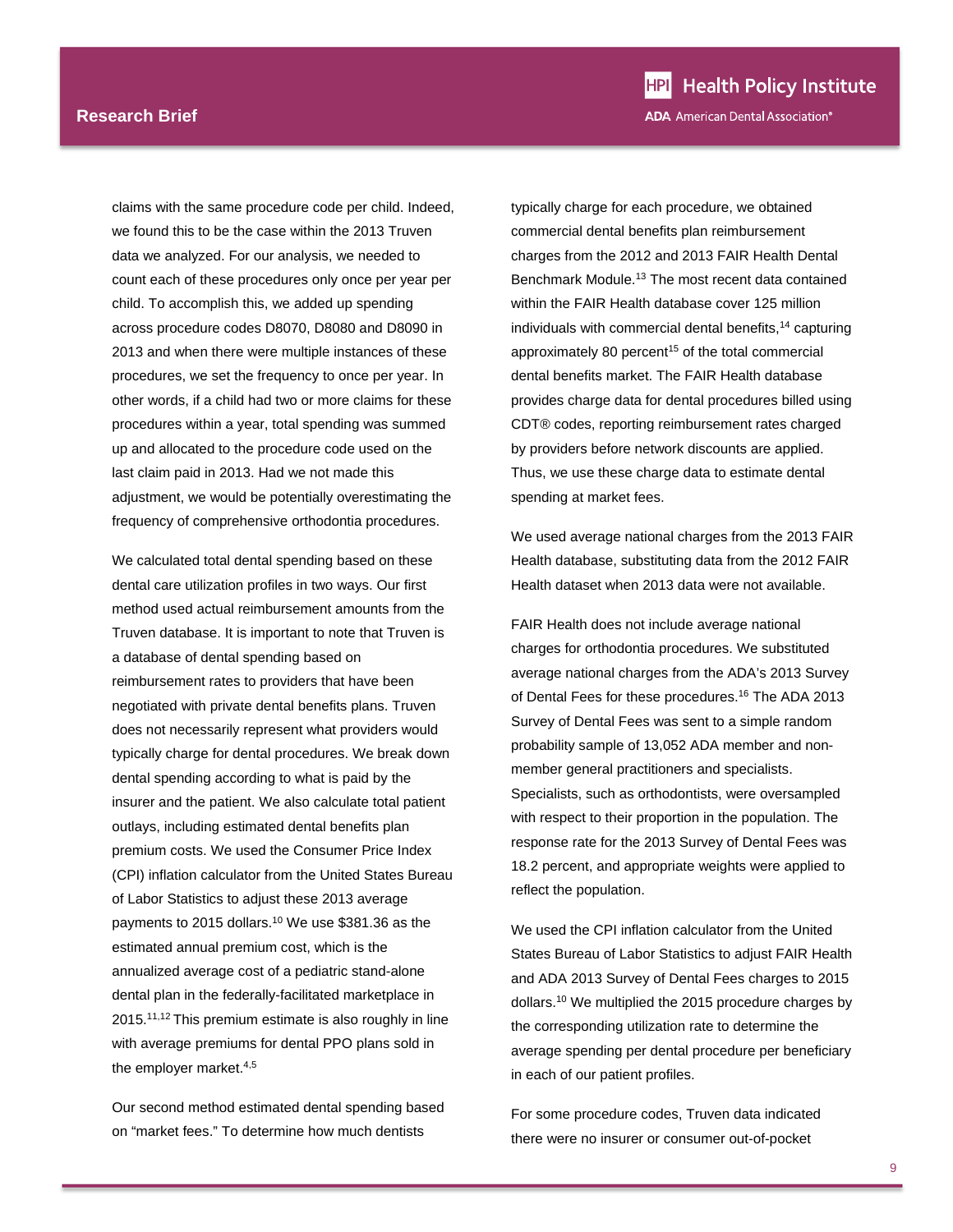claims with the same procedure code per child. Indeed, we found this to be the case within the 2013 Truven data we analyzed. For our analysis, we needed to count each of these procedures only once per year per child. To accomplish this, we added up spending across procedure codes D8070, D8080 and D8090 in 2013 and when there were multiple instances of these procedures, we set the frequency to once per year. In other words, if a child had two or more claims for these procedures within a year, total spending was summed up and allocated to the procedure code used on the last claim paid in 2013. Had we not made this adjustment, we would be potentially overestimating the frequency of comprehensive orthodontia procedures.

We calculated total dental spending based on these dental care utilization profiles in two ways. Our first method used actual reimbursement amounts from the Truven database. It is important to note that Truven is a database of dental spending based on reimbursement rates to providers that have been negotiated with private dental benefits plans. Truven does not necessarily represent what providers would typically charge for dental procedures. We break down dental spending according to what is paid by the insurer and the patient. We also calculate total patient outlays, including estimated dental benefits plan premium costs. We used the Consumer Price Index (CPI) inflation calculator from the United States Bureau of Labor Statistics to adjust these 2013 average payments to 2015 dollars.[10] We use $381.36 as the estimated annual premium cost, which is the annualized average cost of a pediatric stand-alone dental plan in the federally-facilitated marketplace in 2015.[11,12] This premium estimate is also roughly in line with average premiums for dental PPO plans sold in the employer market.[4,5]

Our second method estimated dental spending based on "market fees." To determine how much dentists typically charge for each procedure, we obtained commercial dental benefits plan reimbursement charges from the 2012 and 2013 FAIR Health Dental Benchmark Module.[13] The most recent data contained within the FAIR Health database cover 125 million individuals with commercial dental benefits,[14] capturing approximately 80 percent[15] of the total commercial dental benefits market. The FAIR Health database provides charge data for dental procedures billed using CDT® codes, reporting reimbursement rates charged by providers before network discounts are applied. Thus, we use these charge data to estimate dental spending at market fees.

We used average national charges from the 2013 FAIR Health database, substituting data from the 2012 FAIR Health dataset when 2013 data were not available.

FAIR Health does not include average national charges for orthodontia procedures. We substituted average national charges from the ADA's 2013 Survey of Dental Fees for these procedures.[16] The ADA 2013 Survey of Dental Fees was sent to a simple random probability sample of 13,052 ADA member and non-member general practitioners and specialists. Specialists, such as orthodontists, were oversampled with respect to their proportion in the population. The response rate for the 2013 Survey of Dental Fees was 18.2 percent, and appropriate weights were applied to reflect the population.

We used the CPI inflation calculator from the United States Bureau of Labor Statistics to adjust FAIR Health and ADA 2013 Survey of Dental Fees charges to 2015 dollars.[10] We multiplied the 2015 procedure charges by the corresponding utilization rate to determine the average spending per dental procedure per beneficiary in each of our patient profiles.

For some procedure codes, Truven data indicated there were no insurer or consumer out-of-pocket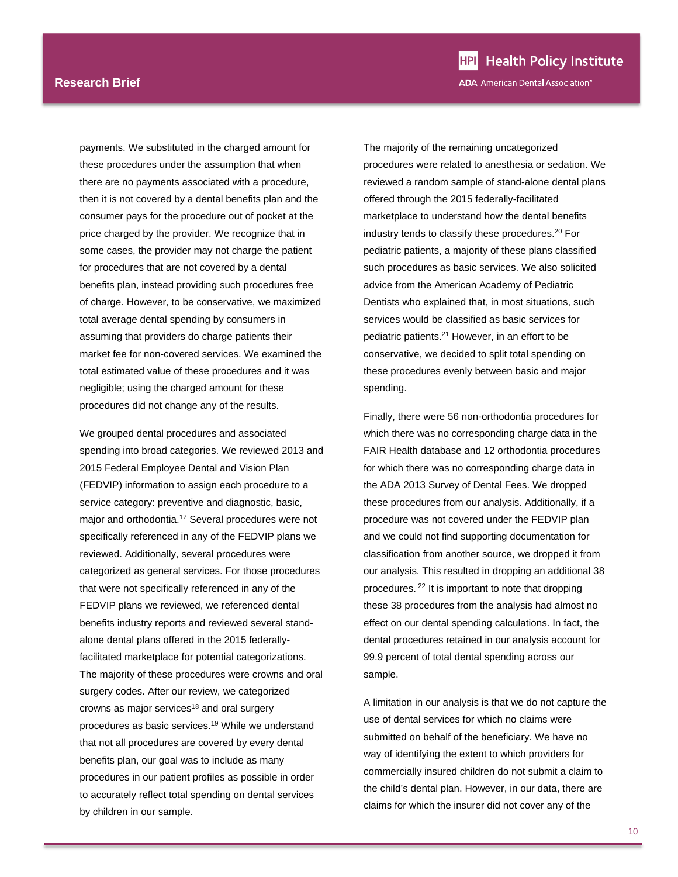payments. We substituted in the charged amount for these procedures under the assumption that when there are no payments associated with a procedure, then it is not covered by a dental benefits plan and the consumer pays for the procedure out of pocket at the price charged by the provider. We recognize that in some cases, the provider may not charge the patient for procedures that are not covered by a dental benefits plan, instead providing such procedures free of charge. However, to be conservative, we maximized total average dental spending by consumers in assuming that providers do charge patients their market fee for non-covered services. We examined the total estimated value of these procedures and it was negligible; using the charged amount for these procedures did not change any of the results.

We grouped dental procedures and associated spending into broad categories. We reviewed 2013 and 2015 Federal Employee Dental and Vision Plan (FEDVIP) information to assign each procedure to a service category: preventive and diagnostic, basic, major and orthodontia.[17] Several procedures were not specifically referenced in any of the FEDVIP plans we reviewed. Additionally, several procedures were categorized as general services. For those procedures that were not specifically referenced in any of the FEDVIP plans we reviewed, we referenced dental benefits industry reports and reviewed several stand-alone dental plans offered in the 2015 federally-facilitated marketplace for potential categorizations. The majority of these procedures were crowns and oral surgery codes. After our review, we categorized crowns as major services[18] and oral surgery procedures as basic services.[19] While we understand that not all procedures are covered by every dental benefits plan, our goal was to include as many procedures in our patient profiles as possible in order to accurately reflect total spending on dental services by children in our sample.

The majority of the remaining uncategorized procedures were related to anesthesia or sedation. We reviewed a random sample of stand-alone dental plans offered through the 2015 federally-facilitated marketplace to understand how the dental benefits industry tends to classify these procedures.[20] For pediatric patients, a majority of these plans classified such procedures as basic services. We also solicited advice from the American Academy of Pediatric Dentists who explained that, in most situations, such services would be classified as basic services for pediatric patients.[21] However, in an effort to be conservative, we decided to split total spending on these procedures evenly between basic and major spending.

Finally, there were 56 non-orthodontia procedures for which there was no corresponding charge data in the FAIR Health database and 12 orthodontia procedures for which there was no corresponding charge data in the ADA 2013 Survey of Dental Fees. We dropped these procedures from our analysis. Additionally, if a procedure was not covered under the FEDVIP plan and we could not find supporting documentation for classification from another source, we dropped it from our analysis. This resulted in dropping an additional 38 procedures.[22] It is important to note that dropping these 38 procedures from the analysis had almost no effect on our dental spending calculations. In fact, the dental procedures retained in our analysis account for 99.9 percent of total dental spending across our sample.

A limitation in our analysis is that we do not capture the use of dental services for which no claims were submitted on behalf of the beneficiary. We have no way of identifying the extent to which providers for commercially insured children do not submit a claim to the child's dental plan. However, in our data, there are claims for which the insurer did not cover any of the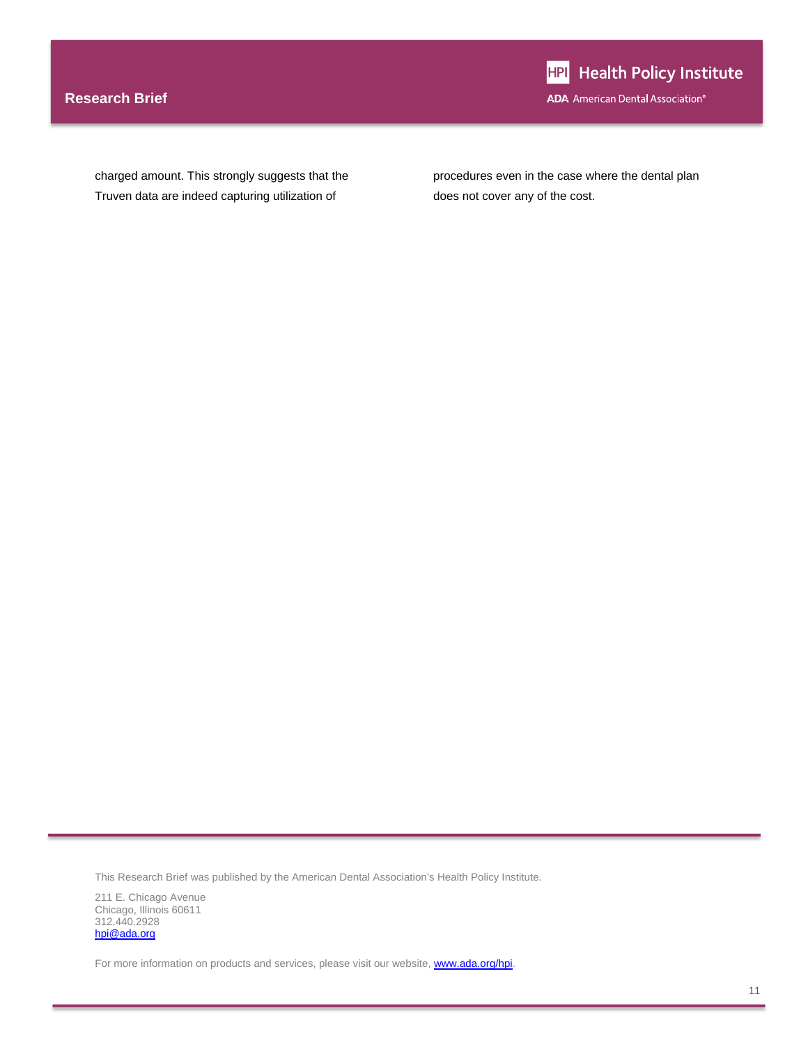charged amount. This strongly suggests that the Truven data are indeed capturing utilization of procedures even in the case where the dental plan does not cover any of the cost.

This Research Brief was published by the American Dental Association's Health Policy Institute.

211 E. Chicago Avenue
Chicago, Illinois 60611
312.440.2928
[hpi@ada.org](mailto:hpi@ada.org)

For more information on products and services, please visit our website, [www.ada.org/hpi](http://www.ada.org/hpi).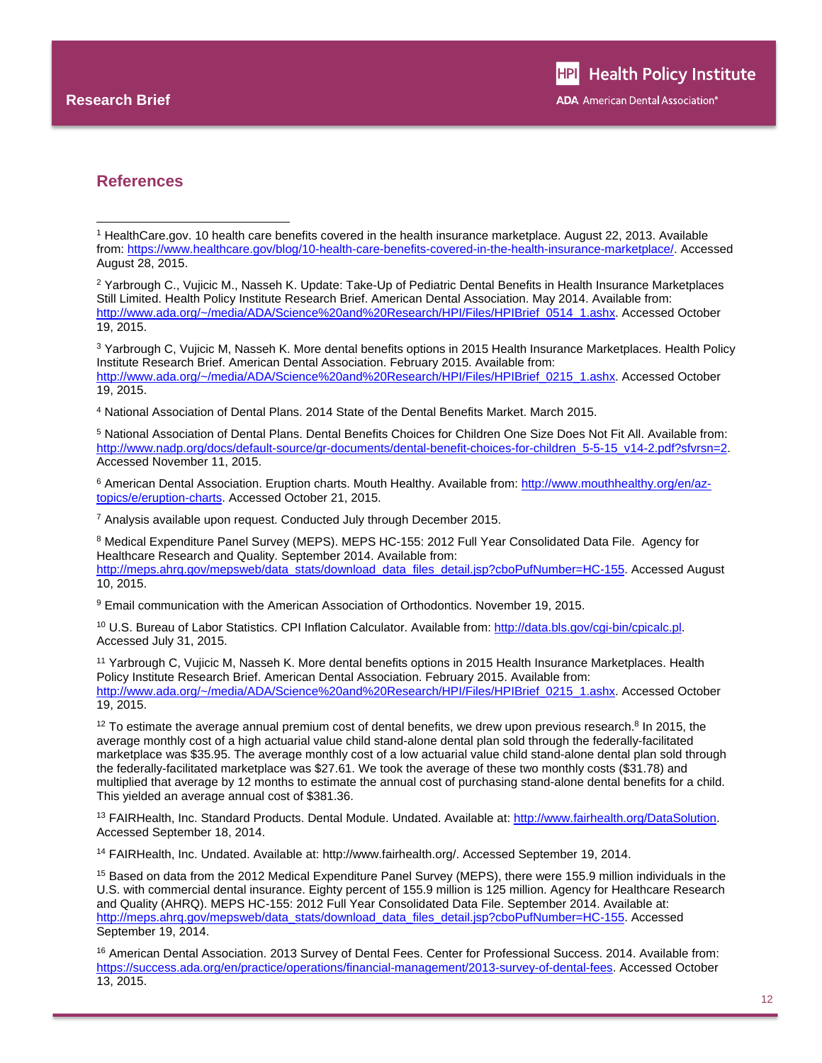## References

[1] HealthCare.gov. 10 health care benefits covered in the health insurance marketplace. August 22, 2013. Available from: https://www.healthcare.gov/blog/10-health-care-benefits-covered-in-the-health-insurance-marketplace/. Accessed August 28, 2015.

[2] Yarbrough C., Vujicic M., Nasseh K. Update: Take-Up of Pediatric Dental Benefits in Health Insurance Marketplaces Still Limited. Health Policy Institute Research Brief. American Dental Association. May 2014. Available from: http://www.ada.org/~/media/ADA/Science%20and%20Research/HPI/Files/HPIBrief_0514_1.ashx. Accessed October 19, 2015.

[3] Yarbrough C, Vujicic M, Nasseh K. More dental benefits options in 2015 Health Insurance Marketplaces. Health Policy Institute Research Brief. American Dental Association. February 2015. Available from: http://www.ada.org/~/media/ADA/Science%20and%20Research/HPI/Files/HPIBrief_0215_1.ashx. Accessed October 19, 2015.

[4] National Association of Dental Plans. 2014 State of the Dental Benefits Market. March 2015.

[5] National Association of Dental Plans. Dental Benefits Choices for Children One Size Does Not Fit All. Available from: http://www.nadp.org/docs/default-source/gr-documents/dental-benefit-choices-for-children_5-5-15_v14-2.pdf?sfvrsn=2. Accessed November 11, 2015.

[6] American Dental Association. Eruption charts. Mouth Healthy. Available from: http://www.mouthhealthy.org/en/az-topics/e/eruption-charts. Accessed October 21, 2015.

[7] Analysis available upon request. Conducted July through December 2015.

[8] Medical Expenditure Panel Survey (MEPS). MEPS HC-155: 2012 Full Year Consolidated Data File. Agency for Healthcare Research and Quality. September 2014. Available from: http://meps.ahrq.gov/mepsweb/data_stats/download_data_files_detail.jsp?cboPufNumber=HC-155. Accessed August 10, 2015.

[9] Email communication with the American Association of Orthodontics. November 19, 2015.

[10] U.S. Bureau of Labor Statistics. CPI Inflation Calculator. Available from: http://data.bls.gov/cgi-bin/cpicalc.pl. Accessed July 31, 2015.

[11] Yarbrough C, Vujicic M, Nasseh K. More dental benefits options in 2015 Health Insurance Marketplaces. Health Policy Institute Research Brief. American Dental Association. February 2015. Available from: http://www.ada.org/~/media/ADA/Science%20and%20Research/HPI/Files/HPIBrief_0215_1.ashx. Accessed October 19, 2015.

[12] To estimate the average annual premium cost of dental benefits, we drew upon previous research.[8] In 2015, the average monthly cost of a high actuarial value child stand-alone dental plan sold through the federally-facilitated marketplace was $35.95. The average monthly cost of a low actuarial value child stand-alone dental plan sold through the federally-facilitated marketplace was $27.61. We took the average of these two monthly costs ($31.78) and multiplied that average by 12 months to estimate the annual cost of purchasing stand-alone dental benefits for a child. This yielded an average annual cost of $381.36.

[13] FAIRHealth, Inc. Standard Products. Dental Module. Undated. Available at: http://www.fairhealth.org/DataSolution. Accessed September 18, 2014.

[14] FAIRHealth, Inc. Undated. Available at: http://www.fairhealth.org/. Accessed September 19, 2014.

[15] Based on data from the 2012 Medical Expenditure Panel Survey (MEPS), there were 155.9 million individuals in the U.S. with commercial dental insurance. Eighty percent of 155.9 million is 125 million. Agency for Healthcare Research and Quality (AHRQ). MEPS HC-155: 2012 Full Year Consolidated Data File. September 2014. Available at: http://meps.ahrq.gov/mepsweb/data_stats/download_data_files_detail.jsp?cboPufNumber=HC-155. Accessed September 19, 2014.

[16] American Dental Association. 2013 Survey of Dental Fees. Center for Professional Success. 2014. Available from: https://success.ada.org/en/practice/operations/financial-management/2013-survey-of-dental-fees. Accessed October 13, 2015.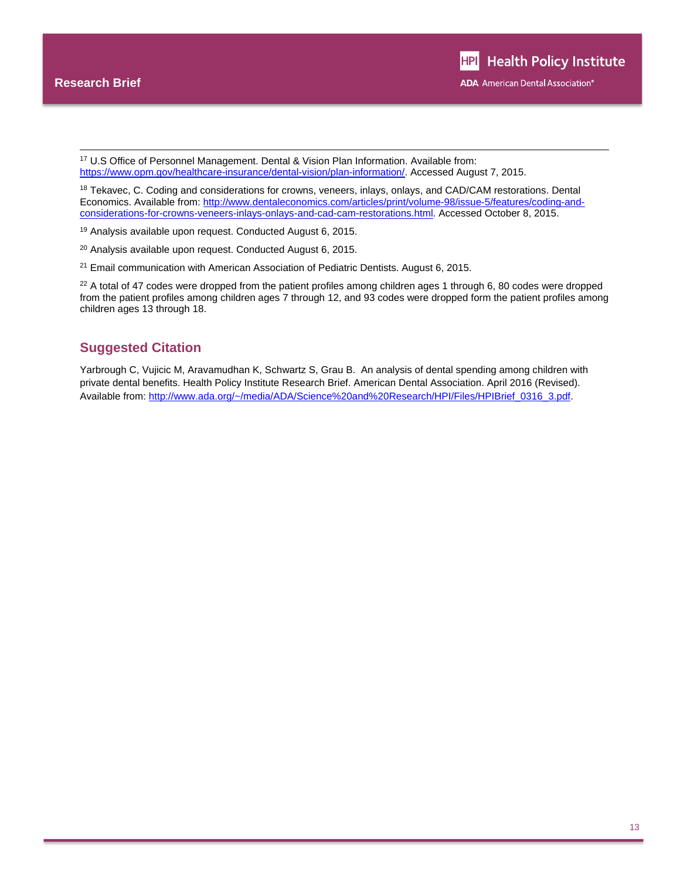[17] U.S Office of Personnel Management. Dental & Vision Plan Information. Available from: https://www.opm.gov/healthcare-insurance/dental-vision/plan-information/. Accessed August 7, 2015.

[18] Tekavec, C. Coding and considerations for crowns, veneers, inlays, onlays, and CAD/CAM restorations. Dental Economics. Available from: http://www.dentaleconomics.com/articles/print/volume-98/issue-5/features/coding-and-considerations-for-crowns-veneers-inlays-onlays-and-cad-cam-restorations.html. Accessed October 8, 2015.

[19] Analysis available upon request. Conducted August 6, 2015.

[20] Analysis available upon request. Conducted August 6, 2015.

[21] Email communication with American Association of Pediatric Dentists. August 6, 2015.

[22] A total of 47 codes were dropped from the patient profiles among children ages 1 through 6, 80 codes were dropped from the patient profiles among children ages 7 through 12, and 93 codes were dropped form the patient profiles among children ages 13 through 18.

## Suggested Citation

Yarbrough C, Vujicic M, Aravamudhan K, Schwartz S, Grau B. An analysis of dental spending among children with private dental benefits. Health Policy Institute Research Brief. American Dental Association. April 2016 (Revised). Available from: http://www.ada.org/~/media/ADA/Science%20and%20Research/HPI/Files/HPIBrief_0316_3.pdf.